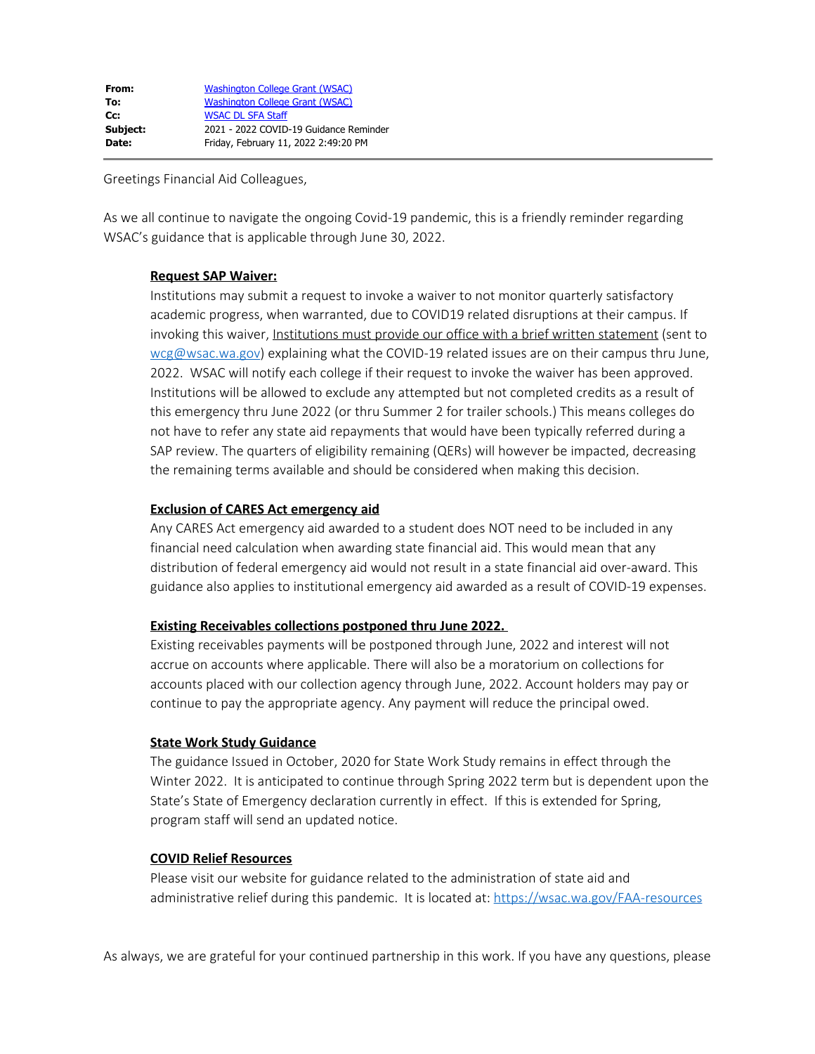| | |
|---|---|
| **From:** | Washington College Grant (WSAC) |
| **To:** | Washington College Grant (WSAC) |
| **Cc:** | WSAC DL SFA Staff |
| **Subject:** | 2021 - 2022 COVID-19 Guidance Reminder |
| **Date:** | Friday, February 11, 2022 2:49:20 PM |

Greetings Financial Aid Colleagues,

As we all continue to navigate the ongoing Covid-19 pandemic, this is a friendly reminder regarding WSAC's guidance that is applicable through June 30, 2022.

**Request SAP Waiver:**

Institutions may submit a request to invoke a waiver to not monitor quarterly satisfactory academic progress, when warranted, due to COVID19 related disruptions at their campus. If invoking this waiver, Institutions must provide our office with a brief written statement (sent to wcg@wsac.wa.gov) explaining what the COVID-19 related issues are on their campus thru June, 2022. WSAC will notify each college if their request to invoke the waiver has been approved. Institutions will be allowed to exclude any attempted but not completed credits as a result of this emergency thru June 2022 (or thru Summer 2 for trailer schools.) This means colleges do not have to refer any state aid repayments that would have been typically referred during a SAP review. The quarters of eligibility remaining (QERs) will however be impacted, decreasing the remaining terms available and should be considered when making this decision.

**Exclusion of CARES Act emergency aid**

Any CARES Act emergency aid awarded to a student does NOT need to be included in any financial need calculation when awarding state financial aid. This would mean that any distribution of federal emergency aid would not result in a state financial aid over-award. This guidance also applies to institutional emergency aid awarded as a result of COVID-19 expenses.

**Existing Receivables collections postponed thru June 2022.**

Existing receivables payments will be postponed through June, 2022 and interest will not accrue on accounts where applicable. There will also be a moratorium on collections for accounts placed with our collection agency through June, 2022. Account holders may pay or continue to pay the appropriate agency. Any payment will reduce the principal owed.

**State Work Study Guidance**

The guidance Issued in October, 2020 for State Work Study remains in effect through the Winter 2022. It is anticipated to continue through Spring 2022 term but is dependent upon the State's State of Emergency declaration currently in effect. If this is extended for Spring, program staff will send an updated notice.

**COVID Relief Resources**

Please visit our website for guidance related to the administration of state aid and administrative relief during this pandemic. It is located at: https://wsac.wa.gov/FAA-resources

As always, we are grateful for your continued partnership in this work. If you have any questions, please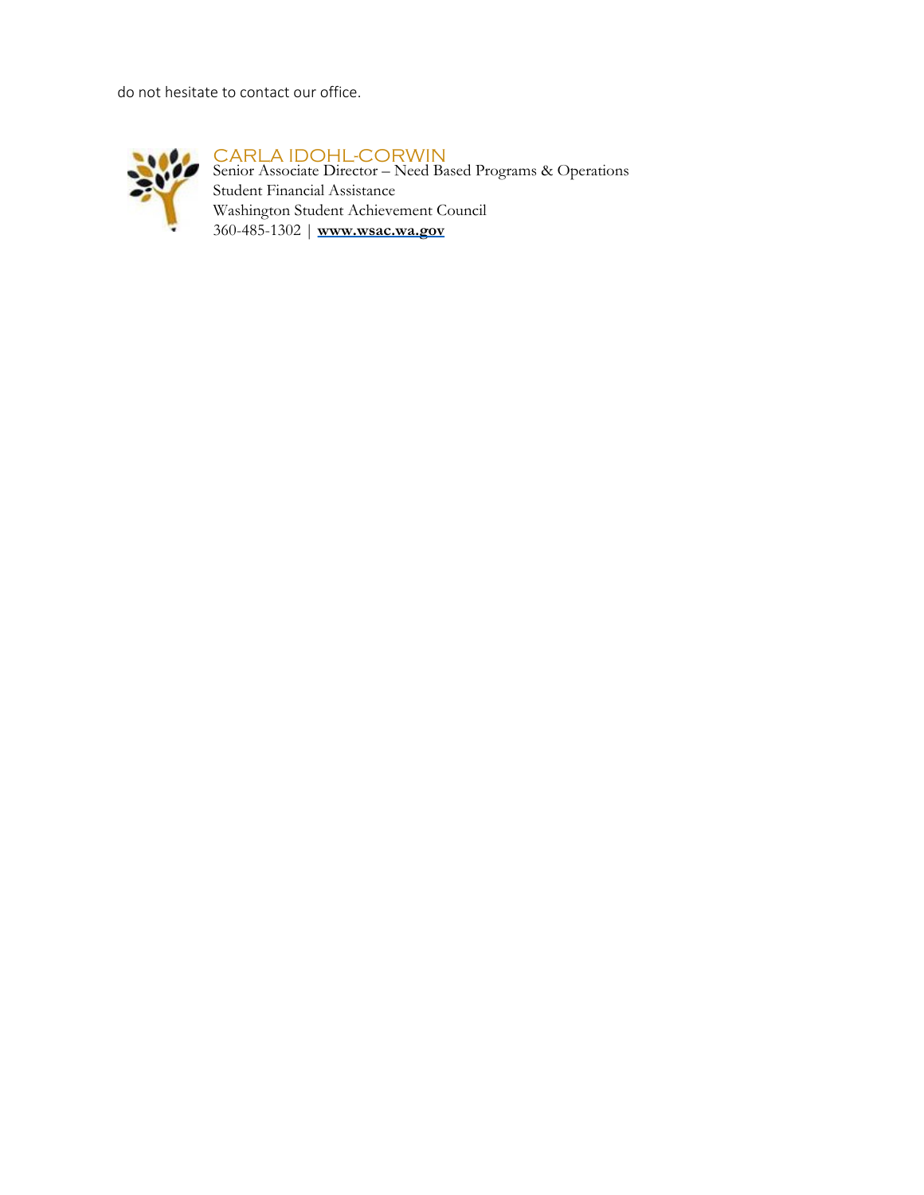do not hesitate to contact our office.

CARLA IDOHL-CORWIN
Senior Associate Director – Need Based Programs & Operations
Student Financial Assistance
Washington Student Achievement Council
360-485-1302 | **www.wsac.wa.gov**